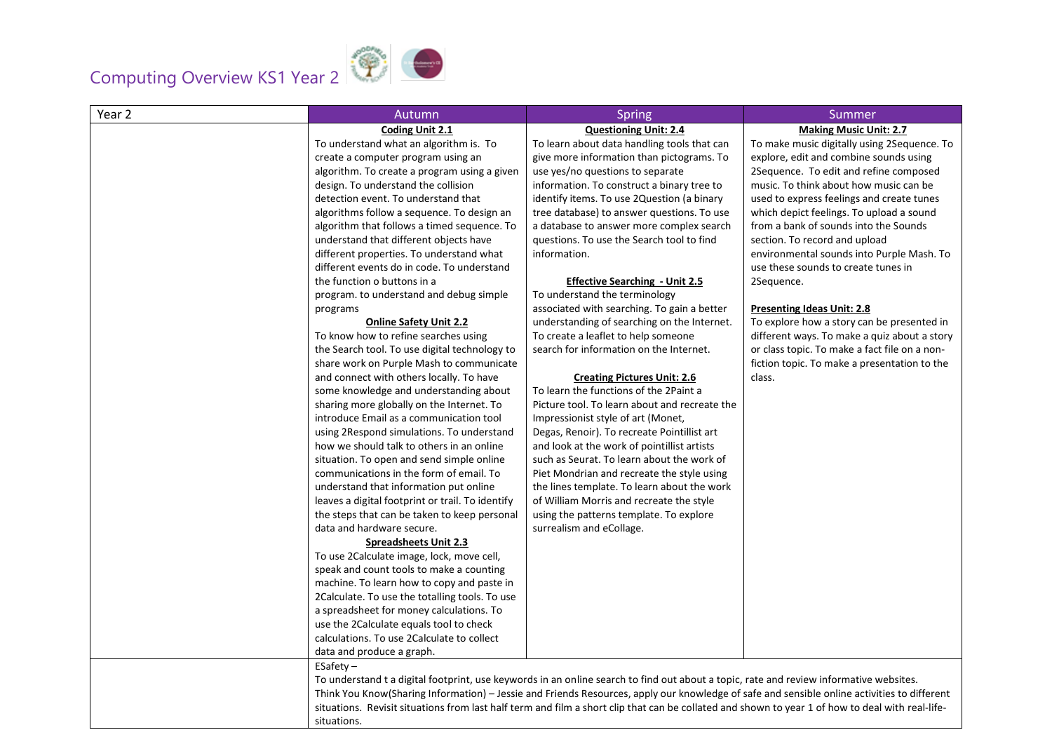# Computing Overview KS1 Year 2

| Year 2 | Autumn | Spring | Summer |
|---|---|---|---|
| | **Coding Unit 2.1**<br>To understand what an algorithm is. To create a computer program using an algorithm. To create a program using a given design. To understand the collision detection event. To understand that algorithms follow a sequence. To design an algorithm that follows a timed sequence. To understand that different objects have different properties. To understand what different events do in code. To understand the function o buttons in a program. to understand and debug simple programs<br>**Online Safety Unit 2.2**<br>To know how to refine searches using the Search tool. To use digital technology to share work on Purple Mash to communicate and connect with others locally. To have some knowledge and understanding about sharing more globally on the Internet. To introduce Email as a communication tool using 2Respond simulations. To understand how we should talk to others in an online situation. To open and send simple online communications in the form of email. To understand that information put online leaves a digital footprint or trail. To identify the steps that can be taken to keep personal data and hardware secure.<br>**Spreadsheets Unit 2.3**<br>To use 2Calculate image, lock, move cell, speak and count tools to make a counting machine. To learn how to copy and paste in 2Calculate. To use the totalling tools. To use a spreadsheet for money calculations. To use the 2Calculate equals tool to check calculations. To use 2Calculate to collect data and produce a graph. | **Questioning Unit: 2.4**<br>To learn about data handling tools that can give more information than pictograms. To use yes/no questions to separate information. To construct a binary tree to identify items. To use 2Question (a binary tree database) to answer questions. To use a database to answer more complex search questions. To use the Search tool to find information.<br>**Effective Searching - Unit 2.5**<br>To understand the terminology associated with searching. To gain a better understanding of searching on the Internet. To create a leaflet to help someone search for information on the Internet.<br>**Creating Pictures Unit: 2.6**<br>To learn the functions of the 2Paint a Picture tool. To learn about and recreate the Impressionist style of art (Monet, Degas, Renoir). To recreate Pointillist art and look at the work of pointillist artists such as Seurat. To learn about the work of Piet Mondrian and recreate the style using the lines template. To learn about the work of William Morris and recreate the style using the patterns template. To explore surrealism and eCollage. | **Making Music Unit: 2.7**<br>To make music digitally using 2Sequence. To explore, edit and combine sounds using 2Sequence. To edit and refine composed music. To think about how music can be used to express feelings and create tunes which depict feelings. To upload a sound from a bank of sounds into the Sounds section. To record and upload environmental sounds into Purple Mash. To use these sounds to create tunes in 2Sequence.<br>**Presenting Ideas Unit: 2.8**<br>To explore how a story can be presented in different ways. To make a quiz about a story or class topic. To make a fact file on a non-fiction topic. To make a presentation to the class. |
| | ESafety –<br>To understand t a digital footprint, use keywords in an online search to find out about a topic, rate and review informative websites.<br>Think You Know(Sharing Information) – Jessie and Friends Resources, apply our knowledge of safe and sensible online activities to different situations. Revisit situations from last half term and film a short clip that can be collated and shown to year 1 of how to deal with real-life-situations. | | |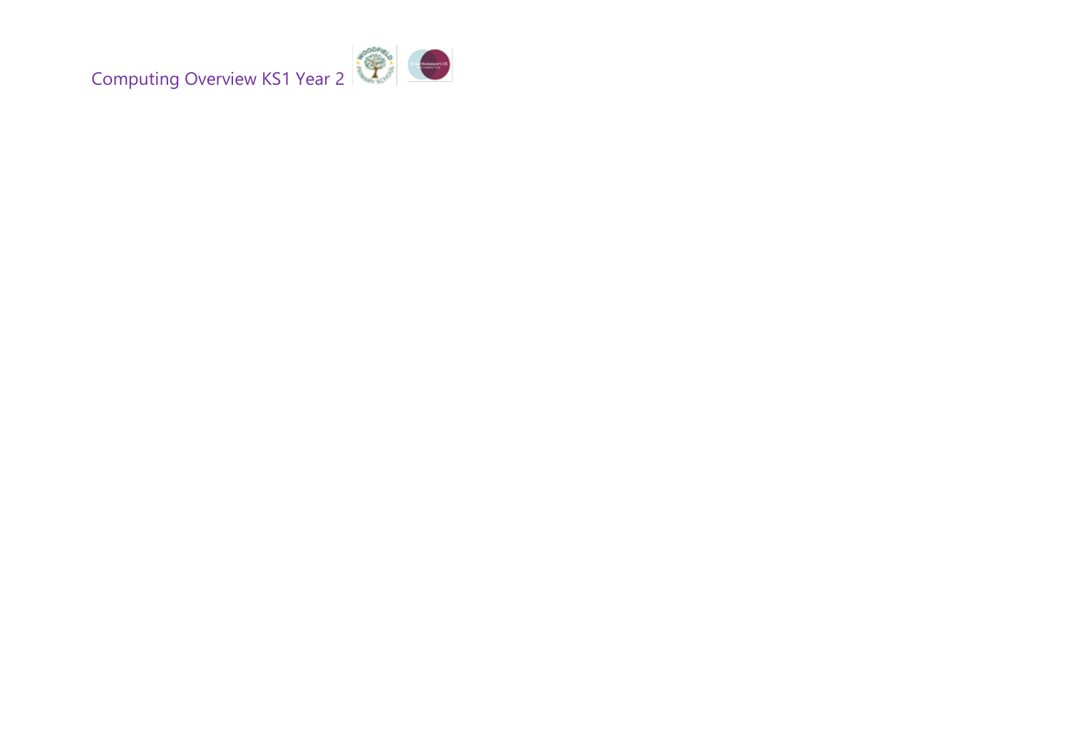# Computing Overview KS1 Year 2